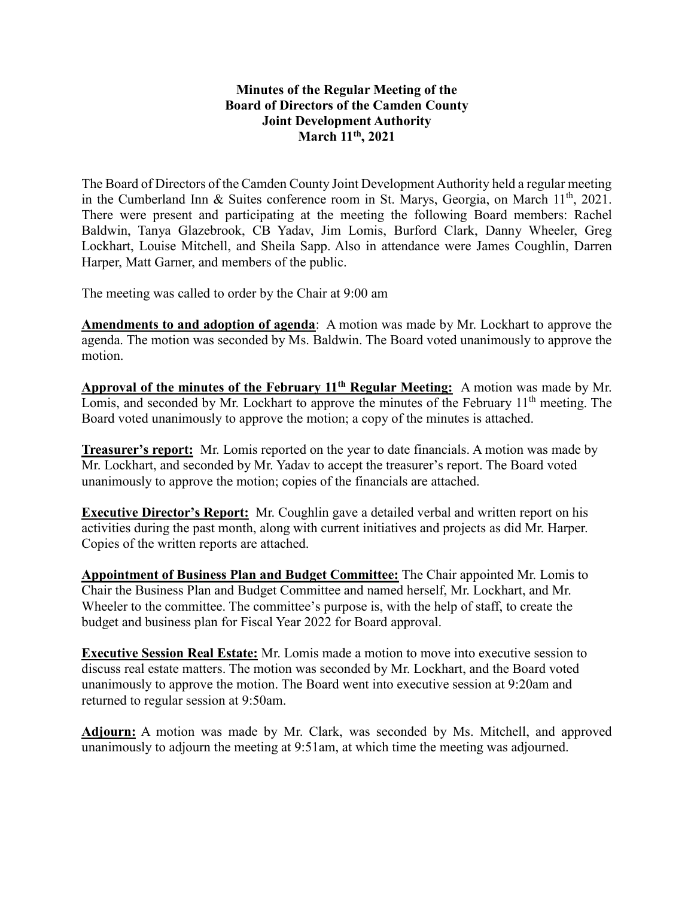# Minutes of the Regular Meeting of the Board of Directors of the Camden County Joint Development Authority March 11th, 2021

The Board of Directors of the Camden County Joint Development Authority held a regular meeting in the Cumberland Inn & Suites conference room in St. Marys, Georgia, on March 11th, 2021. There were present and participating at the meeting the following Board members: Rachel Baldwin, Tanya Glazebrook, CB Yadav, Jim Lomis, Burford Clark, Danny Wheeler, Greg Lockhart, Louise Mitchell, and Sheila Sapp. Also in attendance were James Coughlin, Darren Harper, Matt Garner, and members of the public.

The meeting was called to order by the Chair at 9:00 am

**Amendments to and adoption of agenda**: A motion was made by Mr. Lockhart to approve the agenda. The motion was seconded by Ms. Baldwin. The Board voted unanimously to approve the motion.

**Approval of the minutes of the February 11th Regular Meeting:** A motion was made by Mr. Lomis, and seconded by Mr. Lockhart to approve the minutes of the February 11th meeting. The Board voted unanimously to approve the motion; a copy of the minutes is attached.

**Treasurer's report:** Mr. Lomis reported on the year to date financials. A motion was made by Mr. Lockhart, and seconded by Mr. Yadav to accept the treasurer's report. The Board voted unanimously to approve the motion; copies of the financials are attached.

**Executive Director's Report:** Mr. Coughlin gave a detailed verbal and written report on his activities during the past month, along with current initiatives and projects as did Mr. Harper. Copies of the written reports are attached.

**Appointment of Business Plan and Budget Committee:** The Chair appointed Mr. Lomis to Chair the Business Plan and Budget Committee and named herself, Mr. Lockhart, and Mr. Wheeler to the committee. The committee's purpose is, with the help of staff, to create the budget and business plan for Fiscal Year 2022 for Board approval.

**Executive Session Real Estate:** Mr. Lomis made a motion to move into executive session to discuss real estate matters. The motion was seconded by Mr. Lockhart, and the Board voted unanimously to approve the motion. The Board went into executive session at 9:20am and returned to regular session at 9:50am.

**Adjourn:** A motion was made by Mr. Clark, was seconded by Ms. Mitchell, and approved unanimously to adjourn the meeting at 9:51am, at which time the meeting was adjourned.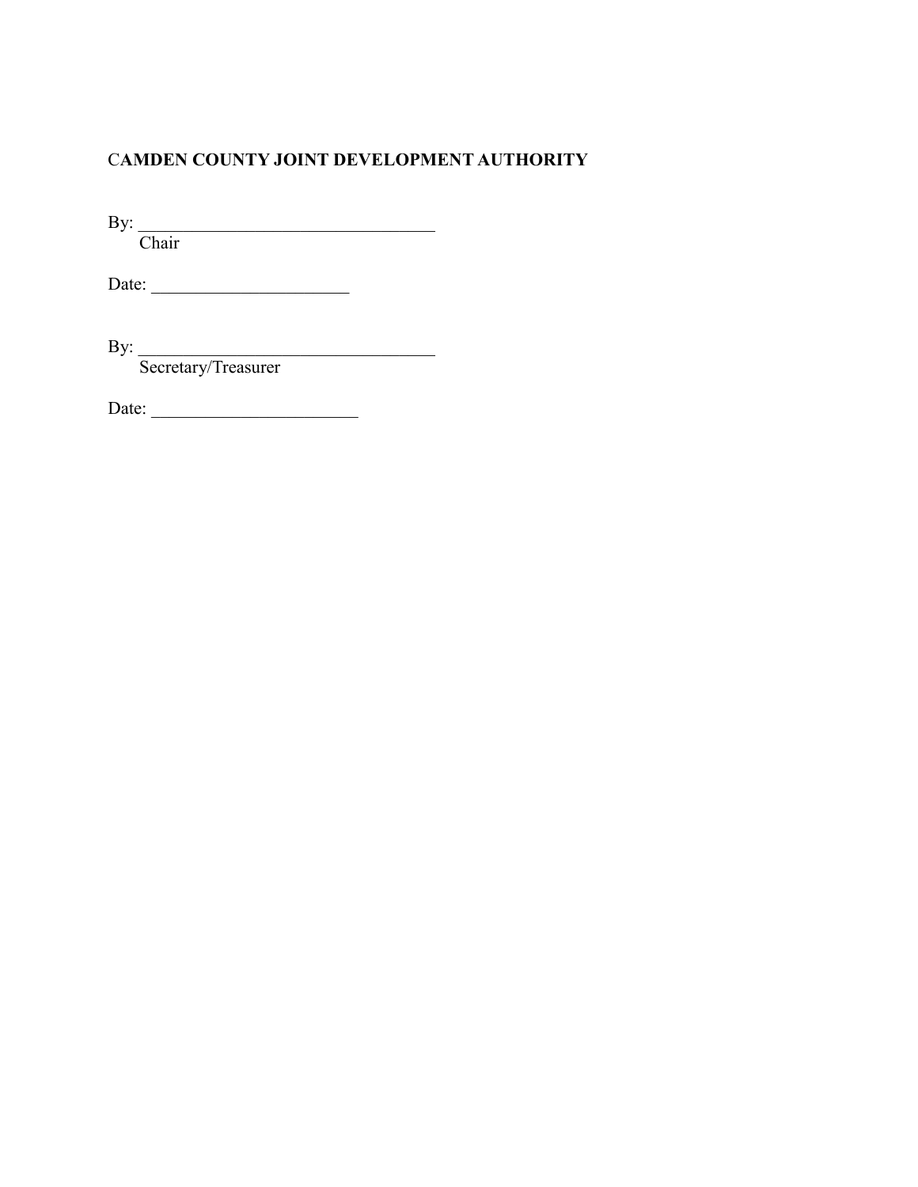**CAMDEN COUNTY JOINT DEVELOPMENT AUTHORITY**

By: ___________________________________
Chair

Date: _______________________

By: ___________________________________
Secretary/Treasurer

Date: ________________________